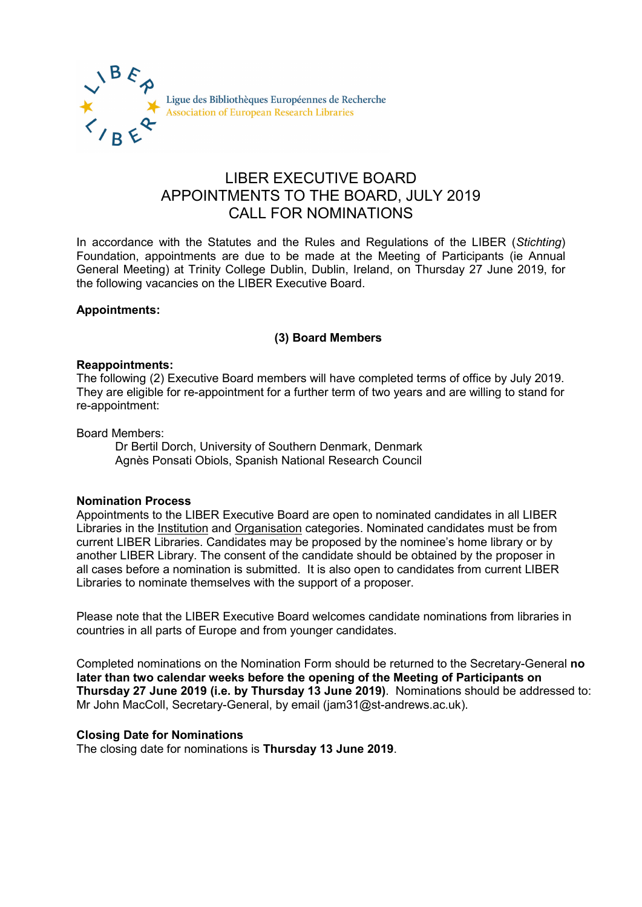Ligue des Bibliothèques Européennes de Recherche
Association of European Research Libraries

# LIBER EXECUTIVE BOARD
# APPOINTMENTS TO THE BOARD, JULY 2019
# CALL FOR NOMINATIONS

In accordance with the Statutes and the Rules and Regulations of the LIBER (*Stichting*) Foundation, appointments are due to be made at the Meeting of Participants (ie Annual General Meeting) at Trinity College Dublin, Dublin, Ireland, on Thursday 27 June 2019, for the following vacancies on the LIBER Executive Board.

**Appointments:**

**(3) Board Members**

**Reappointments:**
The following (2) Executive Board members will have completed terms of office by July 2019. They are eligible for re-appointment for a further term of two years and are willing to stand for re-appointment:

Board Members:

Dr Bertil Dorch, University of Southern Denmark, Denmark
Agnès Ponsati Obiols, Spanish National Research Council

**Nomination Process**
Appointments to the LIBER Executive Board are open to nominated candidates in all LIBER Libraries in the Institution and Organisation categories. Nominated candidates must be from current LIBER Libraries. Candidates may be proposed by the nominee's home library or by another LIBER Library. The consent of the candidate should be obtained by the proposer in all cases before a nomination is submitted. It is also open to candidates from current LIBER Libraries to nominate themselves with the support of a proposer.

Please note that the LIBER Executive Board welcomes candidate nominations from libraries in countries in all parts of Europe and from younger candidates.

Completed nominations on the Nomination Form should be returned to the Secretary-General **no later than two calendar weeks before the opening of the Meeting of Participants on Thursday 27 June 2019 (i.e. by Thursday 13 June 2019)**. Nominations should be addressed to: Mr John MacColl, Secretary-General, by email (jam31@st-andrews.ac.uk).

**Closing Date for Nominations**
The closing date for nominations is **Thursday 13 June 2019**.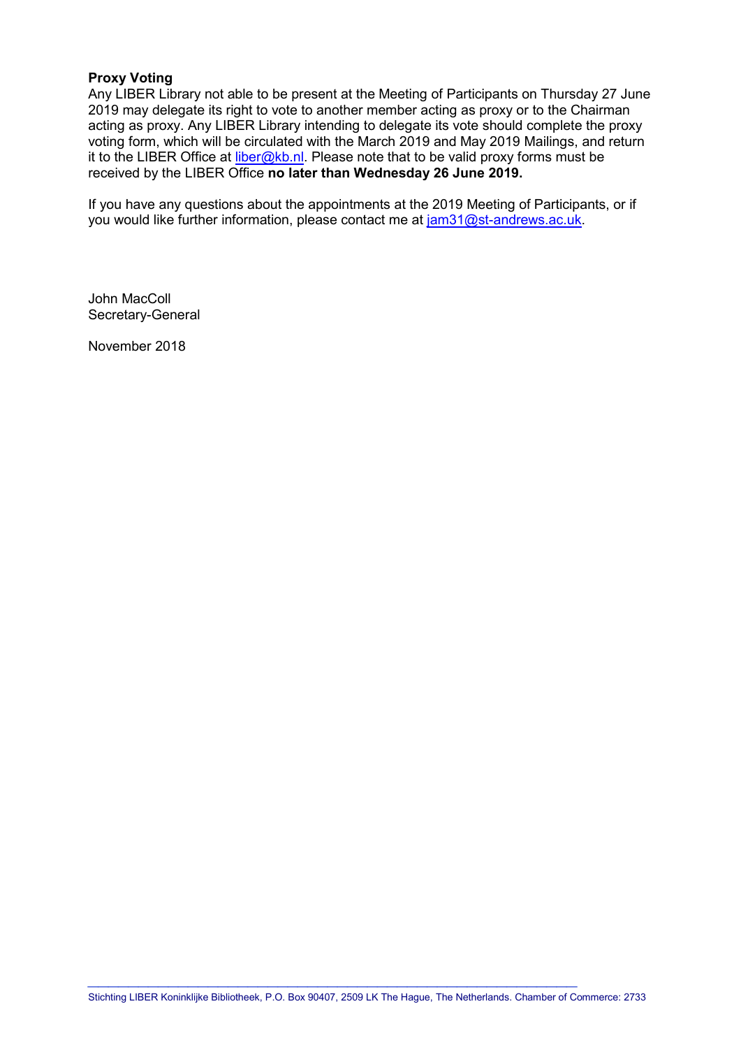**Proxy Voting**

Any LIBER Library not able to be present at the Meeting of Participants on Thursday 27 June 2019 may delegate its right to vote to another member acting as proxy or to the Chairman acting as proxy. Any LIBER Library intending to delegate its vote should complete the proxy voting form, which will be circulated with the March 2019 and May 2019 Mailings, and return it to the LIBER Office at liber@kb.nl. Please note that to be valid proxy forms must be received by the LIBER Office **no later than Wednesday 26 June 2019.**

If you have any questions about the appointments at the 2019 Meeting of Participants, or if you would like further information, please contact me at jam31@st-andrews.ac.uk.

John MacColl
Secretary-General

November 2018